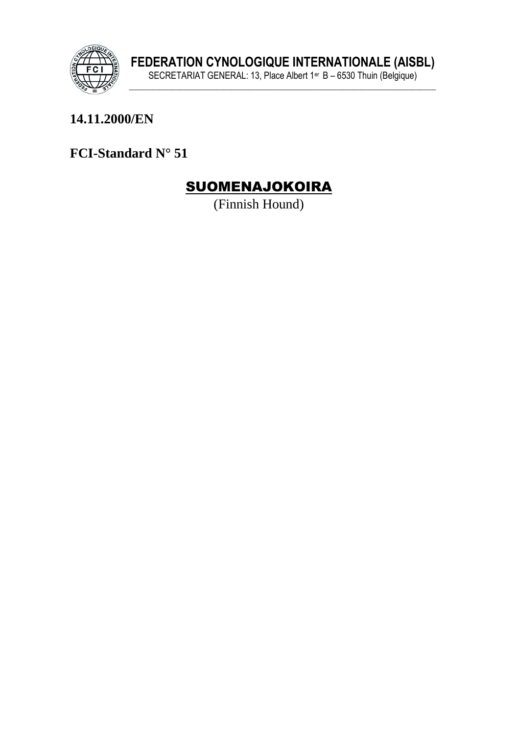**FEDERATION CYNOLOGIQUE INTERNATIONALE (AISBL)**

SECRETARIAT GENERAL: 13, Place Albert 1er B – 6530 Thuin (Belgique)

**14.11.2000/EN**

**FCI-Standard N° 51**

# SUOMENAJOKOIRA

(Finnish Hound)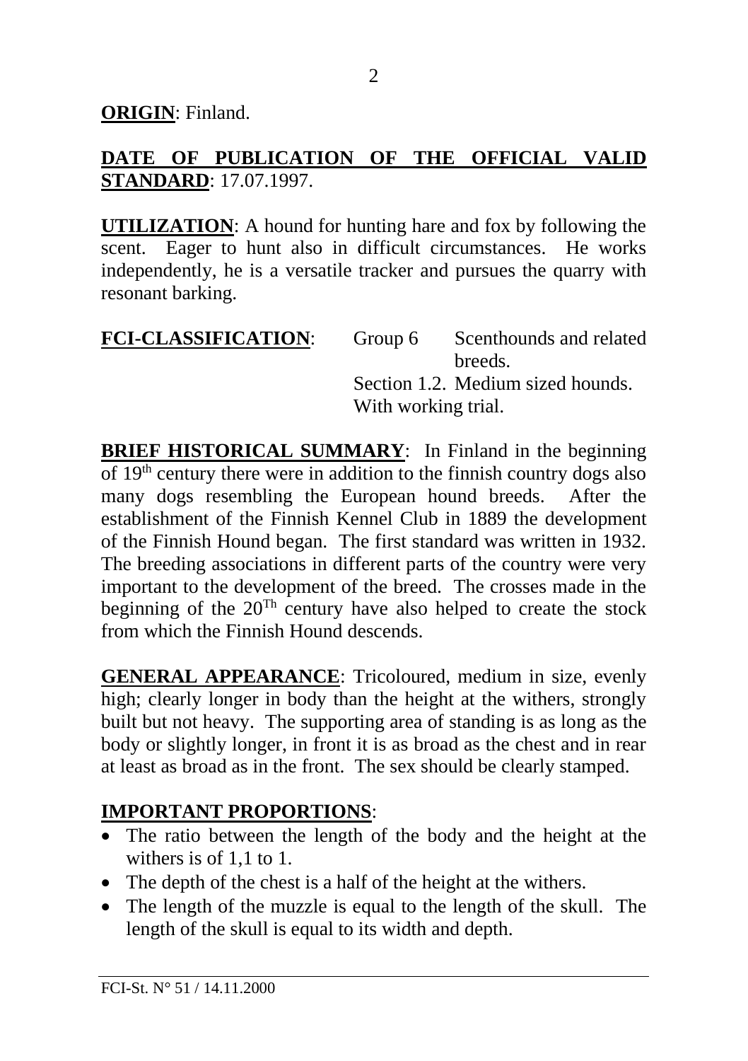**ORIGIN**: Finland.

**DATE OF PUBLICATION OF THE OFFICIAL VALID STANDARD**: 17.07.1997.

**UTILIZATION**: A hound for hunting hare and fox by following the scent. Eager to hunt also in difficult circumstances. He works independently, he is a versatile tracker and pursues the quarry with resonant barking.

**FCI-CLASSIFICATION**: Group 6 Scenthounds and related breeds.
Section 1.2. Medium sized hounds.
With working trial.

**BRIEF HISTORICAL SUMMARY**: In Finland in the beginning of 19th century there were in addition to the finnish country dogs also many dogs resembling the European hound breeds. After the establishment of the Finnish Kennel Club in 1889 the development of the Finnish Hound began. The first standard was written in 1932. The breeding associations in different parts of the country were very important to the development of the breed. The crosses made in the beginning of the 20Th century have also helped to create the stock from which the Finnish Hound descends.

**GENERAL APPEARANCE**: Tricoloured, medium in size, evenly high; clearly longer in body than the height at the withers, strongly built but not heavy. The supporting area of standing is as long as the body or slightly longer, in front it is as broad as the chest and in rear at least as broad as in the front. The sex should be clearly stamped.

**IMPORTANT PROPORTIONS**:

- The ratio between the length of the body and the height at the withers is of 1,1 to 1.
- The depth of the chest is a half of the height at the withers.
- The length of the muzzle is equal to the length of the skull. The length of the skull is equal to its width and depth.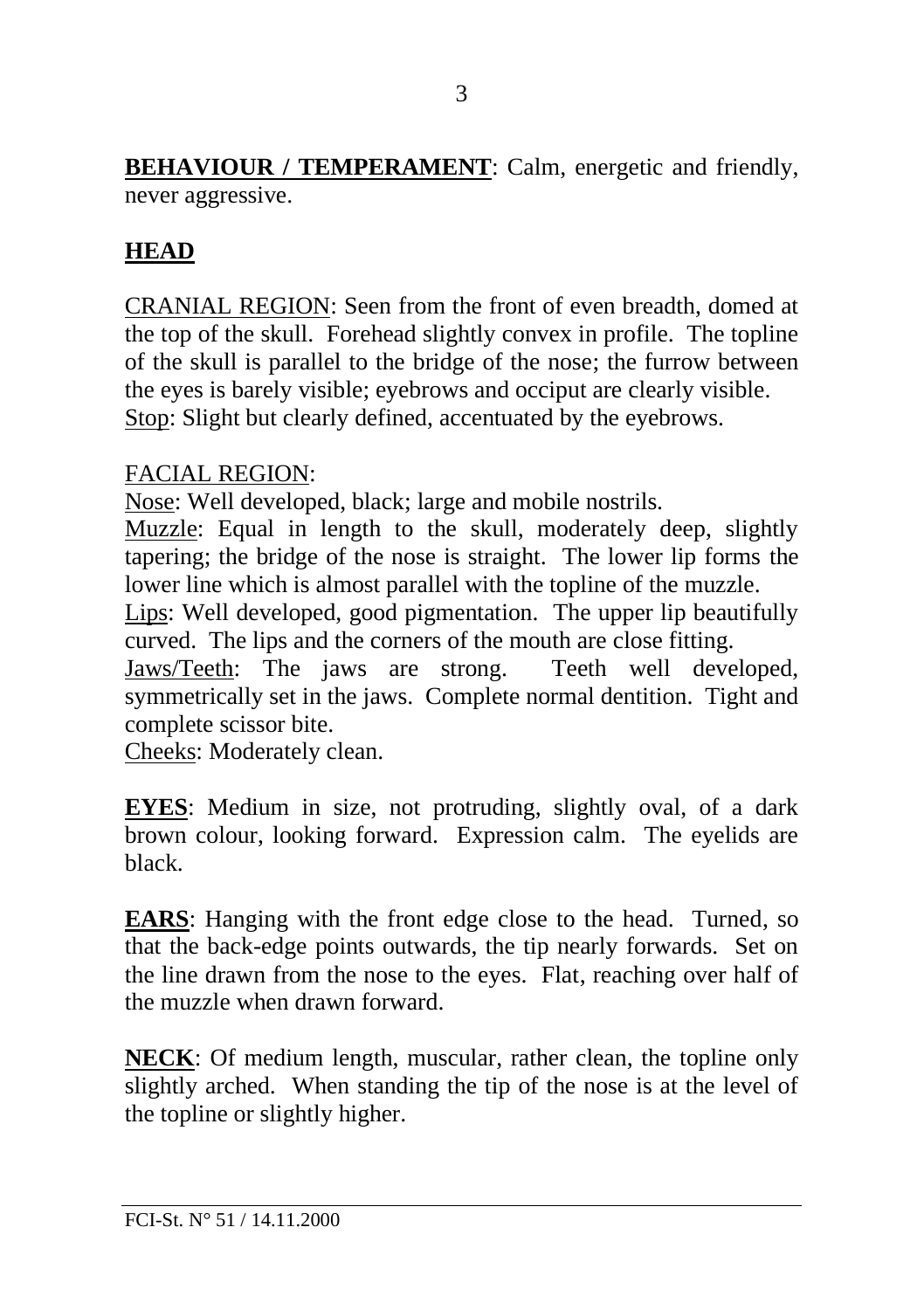**BEHAVIOUR / TEMPERAMENT**: Calm, energetic and friendly, never aggressive.

## HEAD

CRANIAL REGION: Seen from the front of even breadth, domed at the top of the skull. Forehead slightly convex in profile. The topline of the skull is parallel to the bridge of the nose; the furrow between the eyes is barely visible; eyebrows and occiput are clearly visible.
Stop: Slight but clearly defined, accentuated by the eyebrows.

FACIAL REGION:
Nose: Well developed, black; large and mobile nostrils.
Muzzle: Equal in length to the skull, moderately deep, slightly tapering; the bridge of the nose is straight. The lower lip forms the lower line which is almost parallel with the topline of the muzzle.
Lips: Well developed, good pigmentation. The upper lip beautifully curved. The lips and the corners of the mouth are close fitting.
Jaws/Teeth: The jaws are strong. Teeth well developed, symmetrically set in the jaws. Complete normal dentition. Tight and complete scissor bite.
Cheeks: Moderately clean.

**EYES**: Medium in size, not protruding, slightly oval, of a dark brown colour, looking forward. Expression calm. The eyelids are black.

**EARS**: Hanging with the front edge close to the head. Turned, so that the back-edge points outwards, the tip nearly forwards. Set on the line drawn from the nose to the eyes. Flat, reaching over half of the muzzle when drawn forward.

**NECK**: Of medium length, muscular, rather clean, the topline only slightly arched. When standing the tip of the nose is at the level of the topline or slightly higher.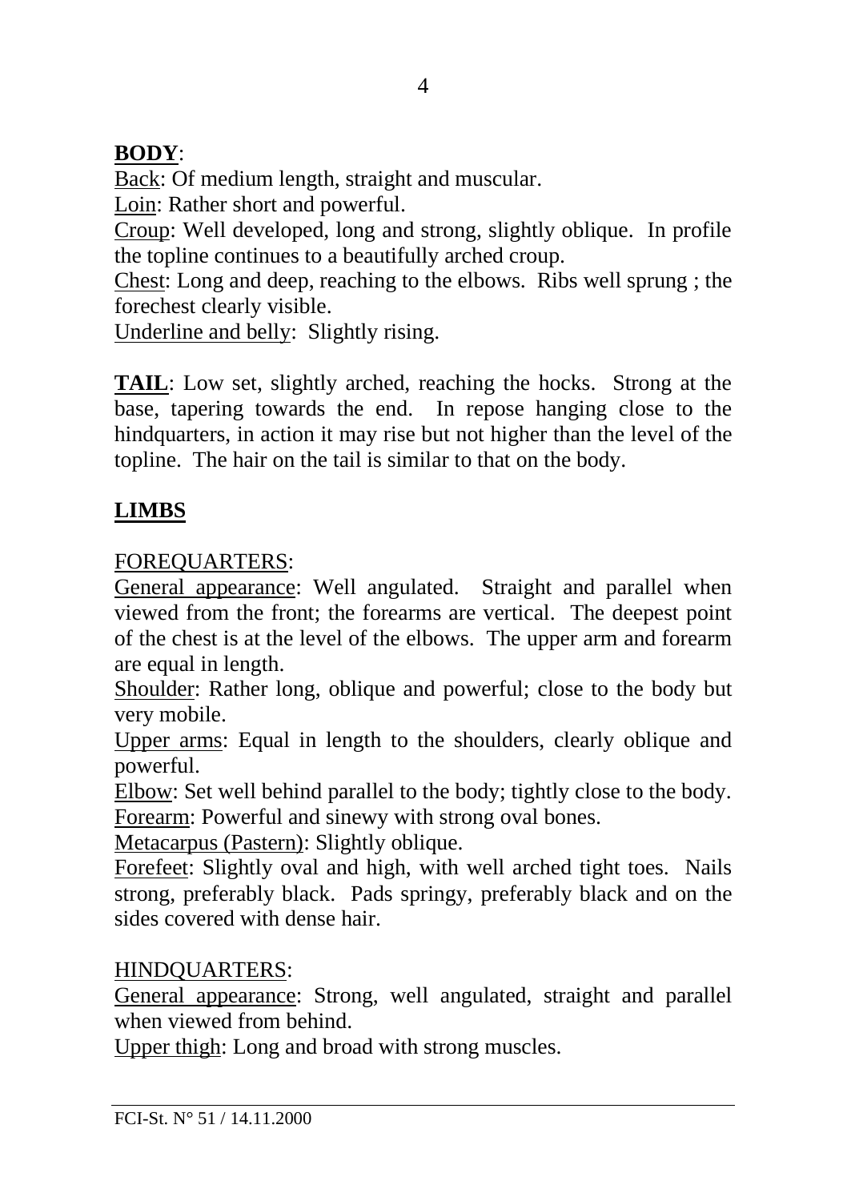**BODY**:

Back: Of medium length, straight and muscular.

Loin: Rather short and powerful.

Croup: Well developed, long and strong, slightly oblique. In profile the topline continues to a beautifully arched croup.

Chest: Long and deep, reaching to the elbows. Ribs well sprung ; the forechest clearly visible.

Underline and belly: Slightly rising.

**TAIL**: Low set, slightly arched, reaching the hocks. Strong at the base, tapering towards the end. In repose hanging close to the hindquarters, in action it may rise but not higher than the level of the topline. The hair on the tail is similar to that on the body.

**LIMBS**

FOREQUARTERS:

General appearance: Well angulated. Straight and parallel when viewed from the front; the forearms are vertical. The deepest point of the chest is at the level of the elbows. The upper arm and forearm are equal in length.

Shoulder: Rather long, oblique and powerful; close to the body but very mobile.

Upper arms: Equal in length to the shoulders, clearly oblique and powerful.

Elbow: Set well behind parallel to the body; tightly close to the body.

Forearm: Powerful and sinewy with strong oval bones.

Metacarpus (Pastern): Slightly oblique.

Forefeet: Slightly oval and high, with well arched tight toes. Nails strong, preferably black. Pads springy, preferably black and on the sides covered with dense hair.

HINDQUARTERS:

General appearance: Strong, well angulated, straight and parallel when viewed from behind.

Upper thigh: Long and broad with strong muscles.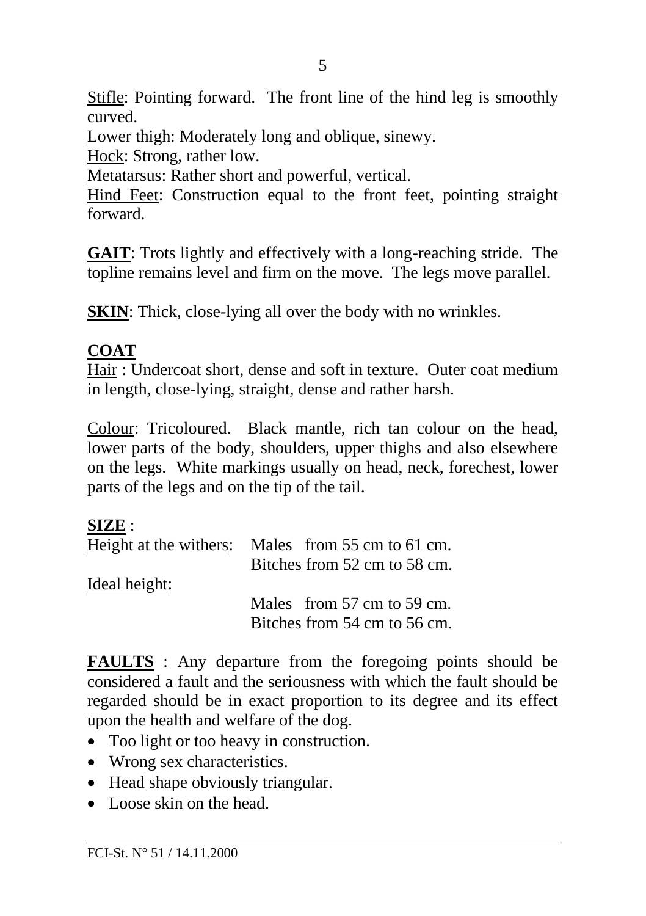Stifle: Pointing forward. The front line of the hind leg is smoothly curved.
Lower thigh: Moderately long and oblique, sinewy.
Hock: Strong, rather low.
Metatarsus: Rather short and powerful, vertical.
Hind Feet: Construction equal to the front feet, pointing straight forward.

**GAIT**: Trots lightly and effectively with a long-reaching stride. The topline remains level and firm on the move. The legs move parallel.

**SKIN**: Thick, close-lying all over the body with no wrinkles.

**COAT**

Hair : Undercoat short, dense and soft in texture. Outer coat medium in length, close-lying, straight, dense and rather harsh.

Colour: Tricoloured. Black mantle, rich tan colour on the head, lower parts of the body, shoulders, upper thighs and also elsewhere on the legs. White markings usually on head, neck, forechest, lower parts of the legs and on the tip of the tail.

**SIZE** :

Height at the withers: Males from 55 cm to 61 cm.
Bitches from 52 cm to 58 cm.

Ideal height:
Males from 57 cm to 59 cm.
Bitches from 54 cm to 56 cm.

**FAULTS** : Any departure from the foregoing points should be considered a fault and the seriousness with which the fault should be regarded should be in exact proportion to its degree and its effect upon the health and welfare of the dog.

- Too light or too heavy in construction.
- Wrong sex characteristics.
- Head shape obviously triangular.
- Loose skin on the head.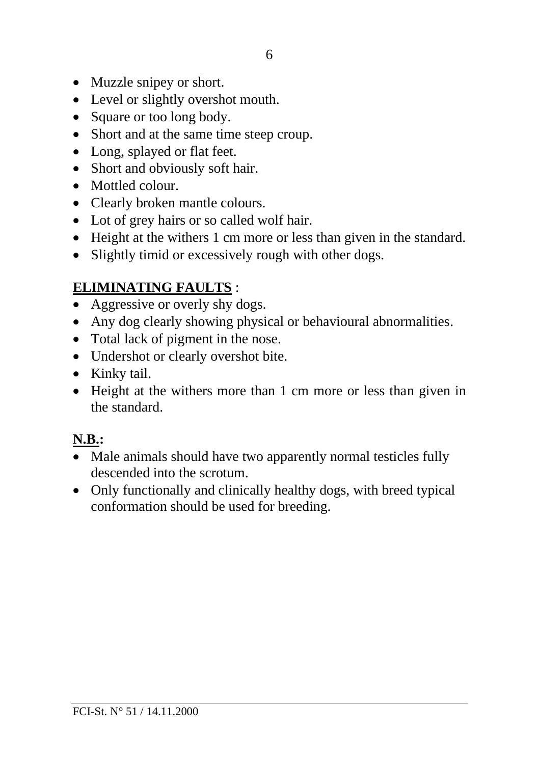- Muzzle snipey or short.
- Level or slightly overshot mouth.
- Square or too long body.
- Short and at the same time steep croup.
- Long, splayed or flat feet.
- Short and obviously soft hair.
- Mottled colour.
- Clearly broken mantle colours.
- Lot of grey hairs or so called wolf hair.
- Height at the withers 1 cm more or less than given in the standard.
- Slightly timid or excessively rough with other dogs.

**ELIMINATING FAULTS** :

- Aggressive or overly shy dogs.
- Any dog clearly showing physical or behavioural abnormalities.
- Total lack of pigment in the nose.
- Undershot or clearly overshot bite.
- Kinky tail.
- Height at the withers more than 1 cm more or less than given in the standard.

**N.B.:**

- Male animals should have two apparently normal testicles fully descended into the scrotum.
- Only functionally and clinically healthy dogs, with breed typical conformation should be used for breeding.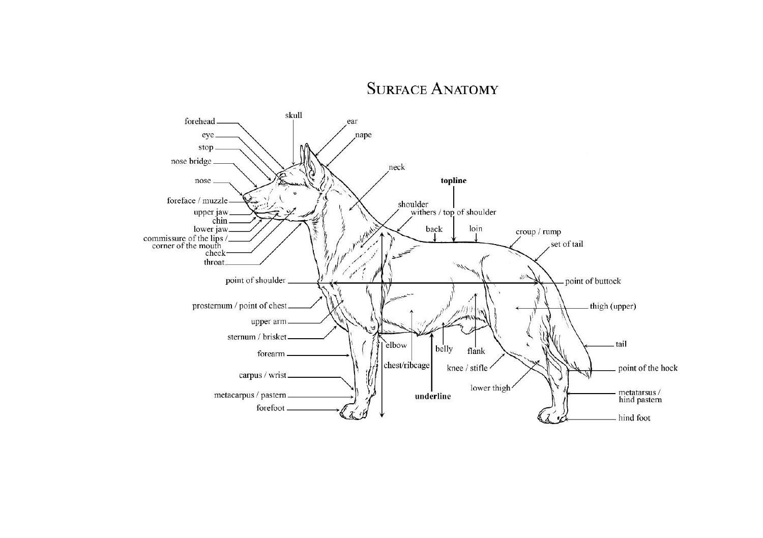# Surface Anatomy

forehead
eye
stop
nose bridge
nose
foreface / muzzle
upper jaw
chin
lower jaw
commissure of the lips / corner of the mouth
cheek
throat
skull
ear
nape
neck
**topline**
shoulder
withers / top of shoulder
back
loin
croup / rump
set of tail
point of shoulder
point of buttock
prosternum / point of chest
thigh (upper)
upper arm
sternum / brisket
tail
elbow
belly
flank
forearm
chest/ribcage
knee / stifle
point of the hock
carpus / wrist
lower thigh
**underline**
metacarpus / pastern
metatarsus / hind pastern
forefoot
hind foot